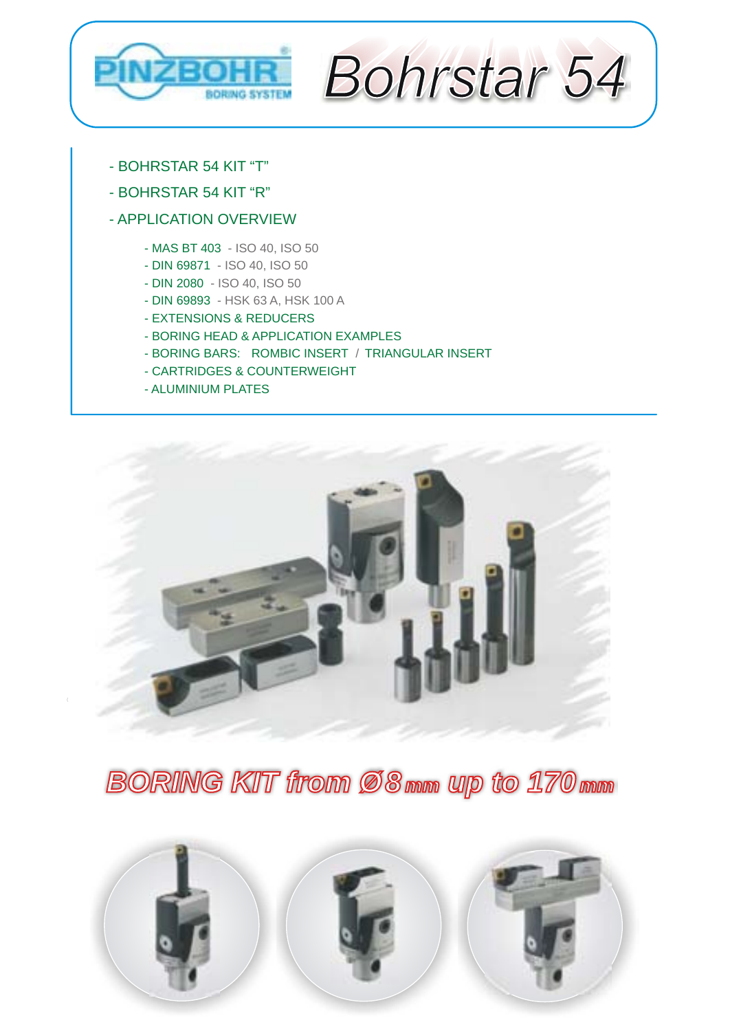# PINZBOHR® BORING SYSTEM

# Bohrstar 54

- BOHRSTAR 54 KIT "T"
- BOHRSTAR 54 KIT "R"
- APPLICATION OVERVIEW
    - MAS BT 403 - ISO 40, ISO 50
    - DIN 69871 - ISO 40, ISO 50
    - DIN 2080 - ISO 40, ISO 50
    - DIN 69893 - HSK 63 A, HSK 100 A
    - EXTENSIONS & REDUCERS
    - BORING HEAD & APPLICATION EXAMPLES
    - BORING BARS: ROMBIC INSERT / TRIANGULAR INSERT
    - CARTRIDGES & COUNTERWEIGHT
    - ALUMINIUM PLATES

## BORING KIT from Ø8 mm up to 170 mm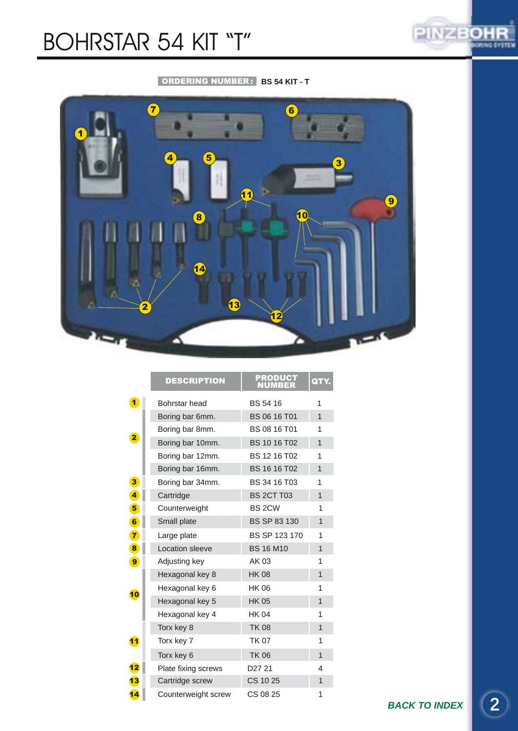# BOHRSTAR 54 KIT "T"

**ORDERING NUMBER:** BS 54 KIT - T

| # | DESCRIPTION | PRODUCT NUMBER | QTY. |
|---|---|---|---|
| 1 | Bohrstar head | BS 54 16 | 1 |
| 2 | Boring bar 6mm. | BS 06 16 T01 | 1 |
| | Boring bar 8mm. | BS 08 16 T01 | 1 |
| | Boring bar 10mm. | BS 10 16 T02 | 1 |
| | Boring bar 12mm. | BS 12 16 T02 | 1 |
| | Boring bar 16mm. | BS 16 16 T02 | 1 |
| 3 | Boring bar 34mm. | BS 34 16 T03 | 1 |
| 4 | Cartridge | BS 2CT T03 | 1 |
| 5 | Counterweight | BS 2CW | 1 |
| 6 | Small plate | BS SP 83 130 | 1 |
| 7 | Large plate | BS SP 123 170 | 1 |
| 8 | Location sleeve | BS 16 M10 | 1 |
| 9 | Adjusting key | AK 03 | 1 |
| 10 | Hexagonal key 8 | HK 08 | 1 |
| | Hexagonal key 6 | HK 06 | 1 |
| | Hexagonal key 5 | HK 05 | 1 |
| | Hexagonal key 4 | HK 04 | 1 |
| 11 | Torx key 8 | TK 08 | 1 |
| | Torx key 7 | TK 07 | 1 |
| | Torx key 6 | TK 06 | 1 |
| 12 | Plate fixing screws | D27 21 | 4 |
| 13 | Cartridge screw | CS 10 25 | 1 |
| 14 | Counterweight screw | CS 08 25 | 1 |

*BACK TO INDEX*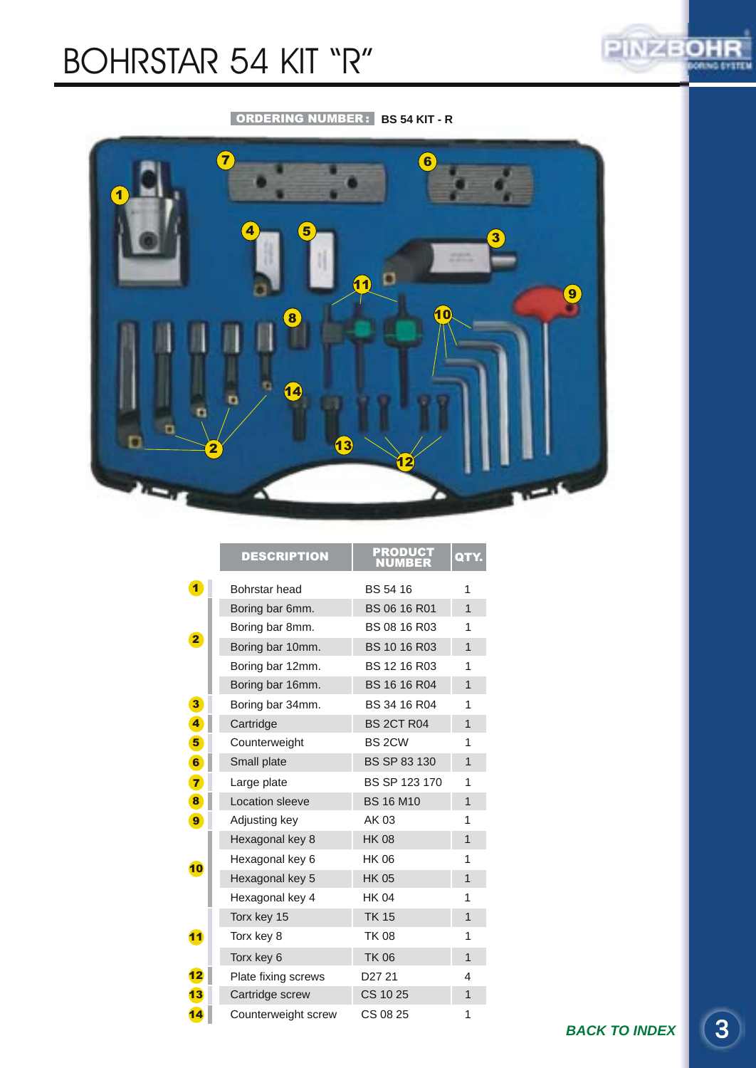# BOHRSTAR 54 KIT "R"

**ORDERING NUMBER:** **BS 54 KIT - R**

| | DESCRIPTION | PRODUCT NUMBER | QTY. |
|---|---|---|---|
| 1 | Bohrstar head | BS 54 16 | 1 |
| 2 | Boring bar 6mm. | BS 06 16 R01 | 1 |
| | Boring bar 8mm. | BS 08 16 R03 | 1 |
| | Boring bar 10mm. | BS 10 16 R03 | 1 |
| | Boring bar 12mm. | BS 12 16 R03 | 1 |
| | Boring bar 16mm. | BS 16 16 R04 | 1 |
| 3 | Boring bar 34mm. | BS 34 16 R04 | 1 |
| 4 | Cartridge | BS 2CT R04 | 1 |
| 5 | Counterweight | BS 2CW | 1 |
| 6 | Small plate | BS SP 83 130 | 1 |
| 7 | Large plate | BS SP 123 170 | 1 |
| 8 | Location sleeve | BS 16 M10 | 1 |
| 9 | Adjusting key | AK 03 | 1 |
| 10 | Hexagonal key 8 | HK 08 | 1 |
| | Hexagonal key 6 | HK 06 | 1 |
| | Hexagonal key 5 | HK 05 | 1 |
| | Hexagonal key 4 | HK 04 | 1 |
| 11 | Torx key 15 | TK 15 | 1 |
| | Torx key 8 | TK 08 | 1 |
| | Torx key 6 | TK 06 | 1 |
| 12 | Plate fixing screws | D27 21 | 4 |
| 13 | Cartridge screw | CS 10 25 | 1 |
| 14 | Counterweight screw | CS 08 25 | 1 |

***BACK TO INDEX***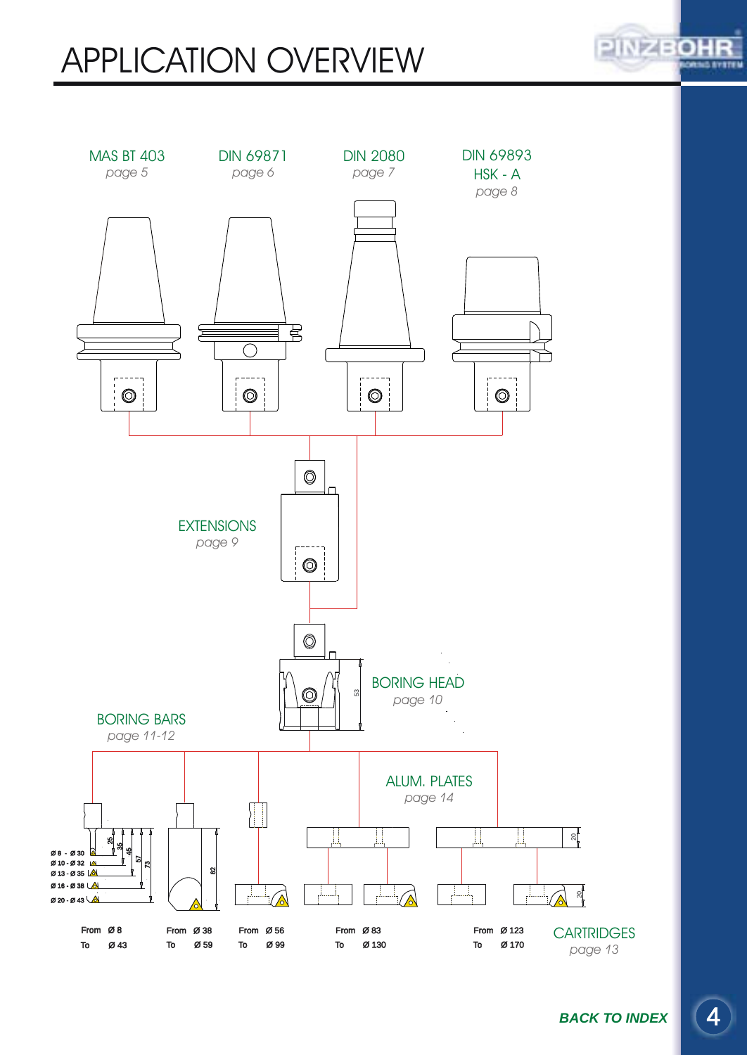# APPLICATION OVERVIEW

MAS BT 403
*page 5*

DIN 69871
*page 6*

DIN 2080
*page 7*

DIN 69893
HSK - A
*page 8*

EXTENSIONS
*page 9*

BORING HEAD
*page 10*

BORING BARS
*page 11-12*

ALUM. PLATES
*page 14*

CARTRIDGES
*page 13*

Ø 8 - Ø 30
Ø 10 - Ø 32
Ø 13 - Ø 35
Ø 16 - Ø 38
Ø 20 - Ø 43

| | | | | |
|---|---|---|---|---|
| From Ø 8 | From Ø 38 | From Ø 56 | From Ø 83 | From Ø 123 |
| To Ø 43 | To Ø 59 | To Ø 99 | To Ø 130 | To Ø 170 |

**BACK TO INDEX**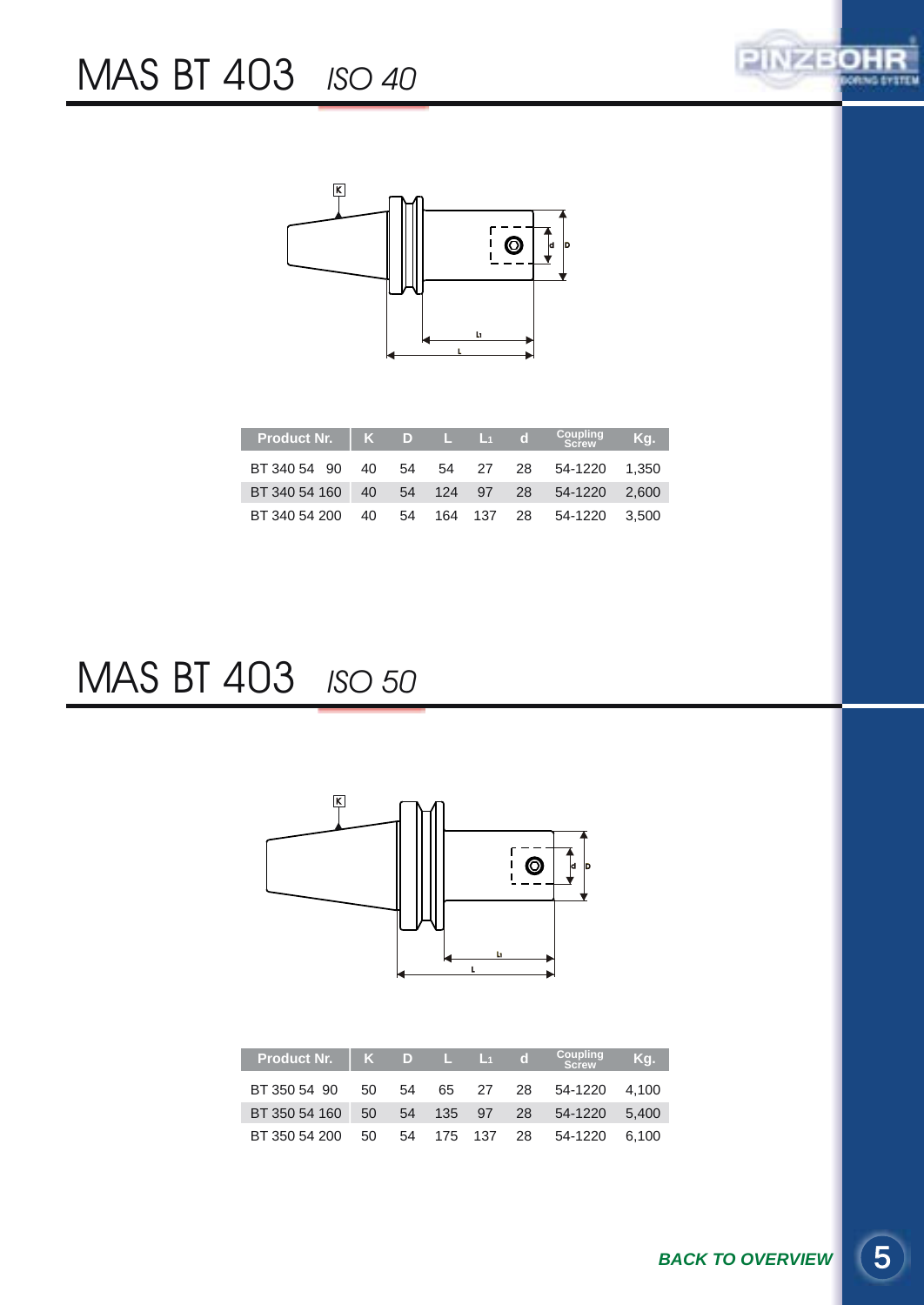# MAS BT 403 *ISO 40*

| Product Nr. | K | D | L | $L_1$ | d | Coupling Screw | Kg. |
|---|---|---|---|---|---|---|---|
| BT 340 54 90 | 40 | 54 | 54 | 27 | 28 | 54-1220 | 1,350 |
| BT 340 54 160 | 40 | 54 | 124 | 97 | 28 | 54-1220 | 2,600 |
| BT 340 54 200 | 40 | 54 | 164 | 137 | 28 | 54-1220 | 3,500 |

# MAS BT 403 *ISO 50*

| Product Nr. | K | D | L | $L_1$ | d | Coupling Screw | Kg. |
|---|---|---|---|---|---|---|---|
| BT 350 54 90 | 50 | 54 | 65 | 27 | 28 | 54-1220 | 4,100 |
| BT 350 54 160 | 50 | 54 | 135 | 97 | 28 | 54-1220 | 5,400 |
| BT 350 54 200 | 50 | 54 | 175 | 137 | 28 | 54-1220 | 6,100 |

***BACK TO OVERVIEW***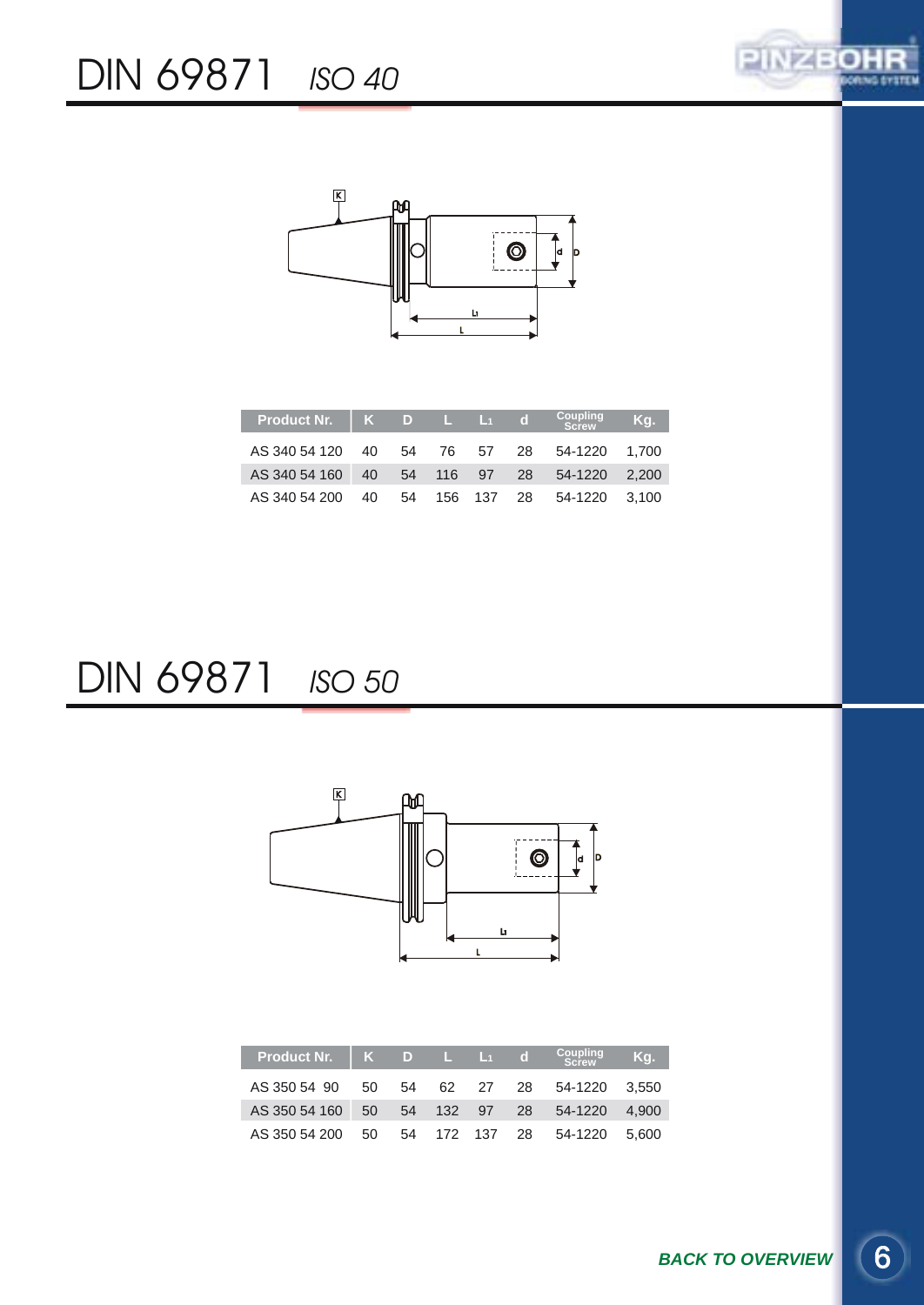# DIN 69871 *ISO 40*

| Product Nr. | K | D | L | $L_1$ | d | Coupling Screw | Kg. |
|---|---|---|---|---|---|---|---|
| AS 340 54 120 | 40 | 54 | 76 | 57 | 28 | 54-1220 | 1,700 |
| AS 340 54 160 | 40 | 54 | 116 | 97 | 28 | 54-1220 | 2,200 |
| AS 340 54 200 | 40 | 54 | 156 | 137 | 28 | 54-1220 | 3,100 |

# DIN 69871 *ISO 50*

| Product Nr. | K | D | L | $L_1$ | d | Coupling Screw | Kg. |
|---|---|---|---|---|---|---|---|
| AS 350 54 90 | 50 | 54 | 62 | 27 | 28 | 54-1220 | 3,550 |
| AS 350 54 160 | 50 | 54 | 132 | 97 | 28 | 54-1220 | 4,900 |
| AS 350 54 200 | 50 | 54 | 172 | 137 | 28 | 54-1220 | 5,600 |

***BACK TO OVERVIEW***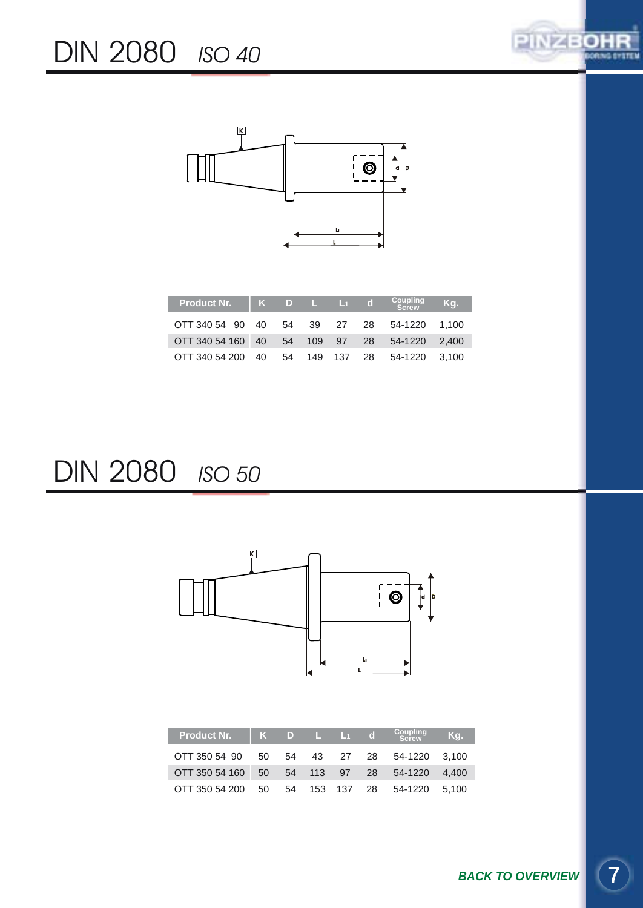# DIN 2080 *ISO 40*

| Product Nr. | K | D | L | $L_1$ | d | Coupling Screw | Kg. |
|---|---|---|---|---|---|---|---|
| OTT 340 54 90 | 40 | 54 | 39 | 27 | 28 | 54-1220 | 1,100 |
| OTT 340 54 160 | 40 | 54 | 109 | 97 | 28 | 54-1220 | 2,400 |
| OTT 340 54 200 | 40 | 54 | 149 | 137 | 28 | 54-1220 | 3,100 |

# DIN 2080 *ISO 50*

| Product Nr. | K | D | L | $L_1$ | d | Coupling Screw | Kg. |
|---|---|---|---|---|---|---|---|
| OTT 350 54 90 | 50 | 54 | 43 | 27 | 28 | 54-1220 | 3,100 |
| OTT 350 54 160 | 50 | 54 | 113 | 97 | 28 | 54-1220 | 4,400 |
| OTT 350 54 200 | 50 | 54 | 153 | 137 | 28 | 54-1220 | 5,100 |

***BACK TO OVERVIEW***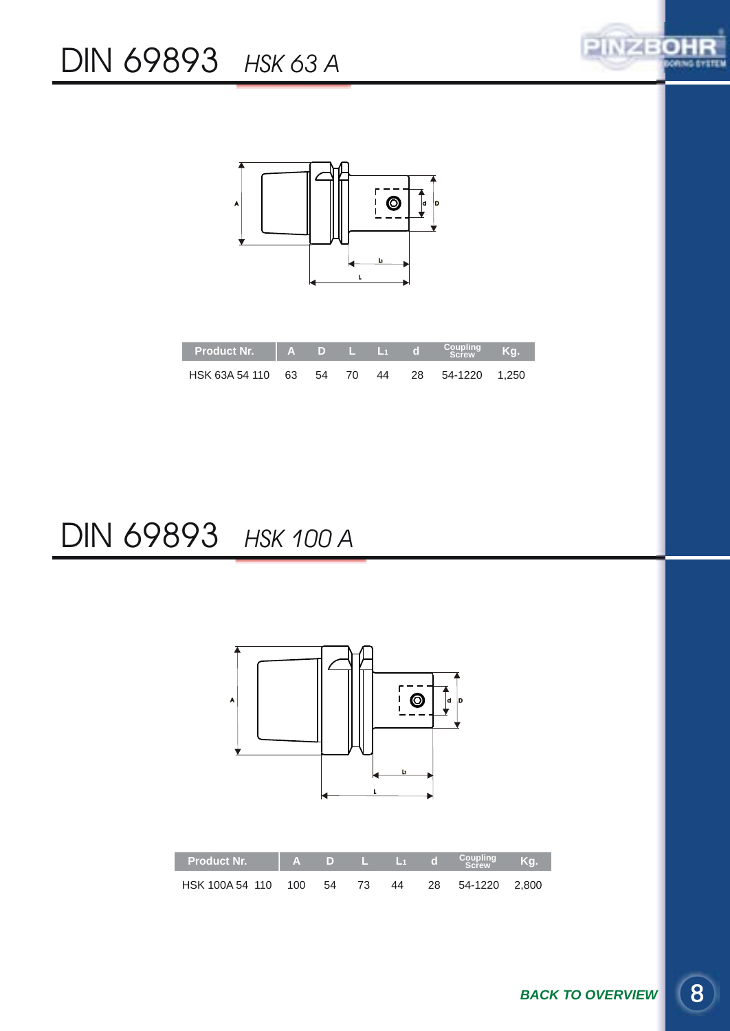# DIN 69893 *HSK 63 A*

| Product Nr. | A | D | L | $L_1$ | d | Coupling Screw | Kg. |
|---|---|---|---|---|---|---|---|
| HSK 63A 54 110 | 63 | 54 | 70 | 44 | 28 | 54-1220 | 1,250 |

# DIN 69893 *HSK 100 A*

| Product Nr. | A | D | L | $L_1$ | d | Coupling Screw | Kg. |
|---|---|---|---|---|---|---|---|
| HSK 100A 54 110 | 100 | 54 | 73 | 44 | 28 | 54-1220 | 2,800 |

***BACK TO OVERVIEW***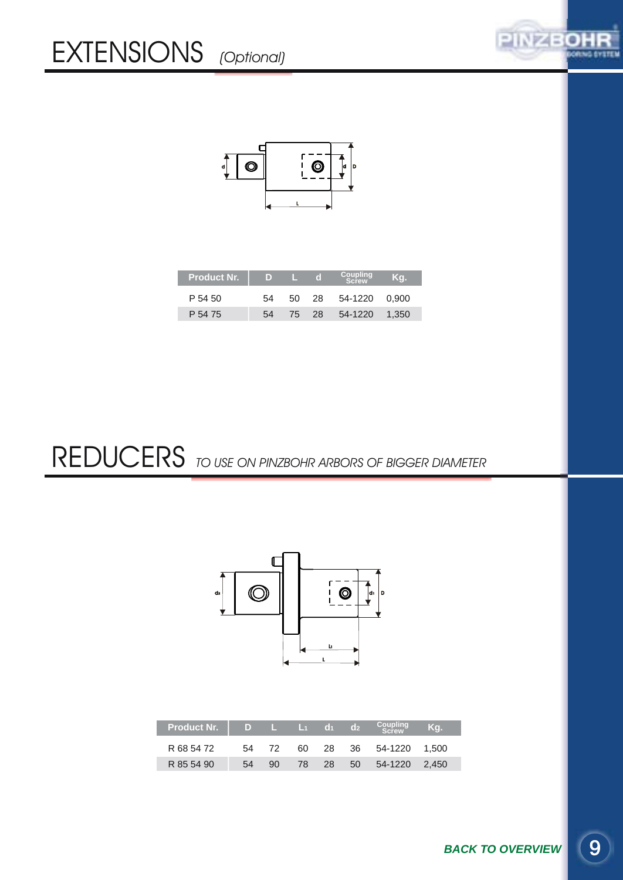# EXTENSIONS *(Optional)*

| Product Nr. | D | L | d | Coupling Screw | Kg. |
|---|---|---|---|---|---|
| P 54 50 | 54 | 50 | 28 | 54-1220 | 0,900 |
| P 54 75 | 54 | 75 | 28 | 54-1220 | 1,350 |

# REDUCERS *TO USE ON PINZBOHR ARBORS OF BIGGER DIAMETER*

| Product Nr. | D | L | $L_1$ | $d_1$ | $d_2$ | Coupling Screw | Kg. |
|---|---|---|---|---|---|---|---|
| R 68 54 72 | 54 | 72 | 60 | 28 | 36 | 54-1220 | 1,500 |
| R 85 54 90 | 54 | 90 | 78 | 28 | 50 | 54-1220 | 2,450 |

***BACK TO OVERVIEW***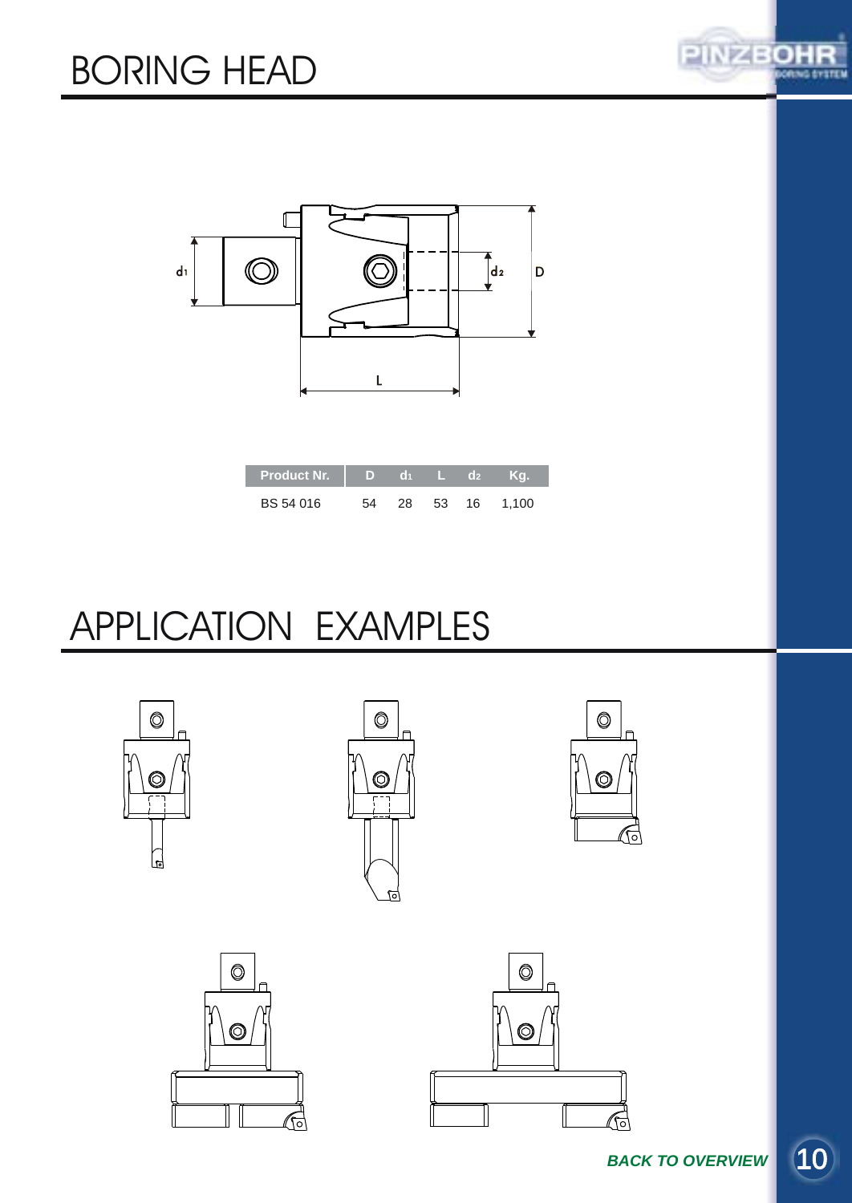# BORING HEAD

| Product Nr. | D | $d_1$ | L | $d_2$ | Kg. |
|---|---|---|---|---|---|
| BS 54 016 | 54 | 28 | 53 | 16 | 1,100 |

# APPLICATION EXAMPLES

***BACK TO OVERVIEW***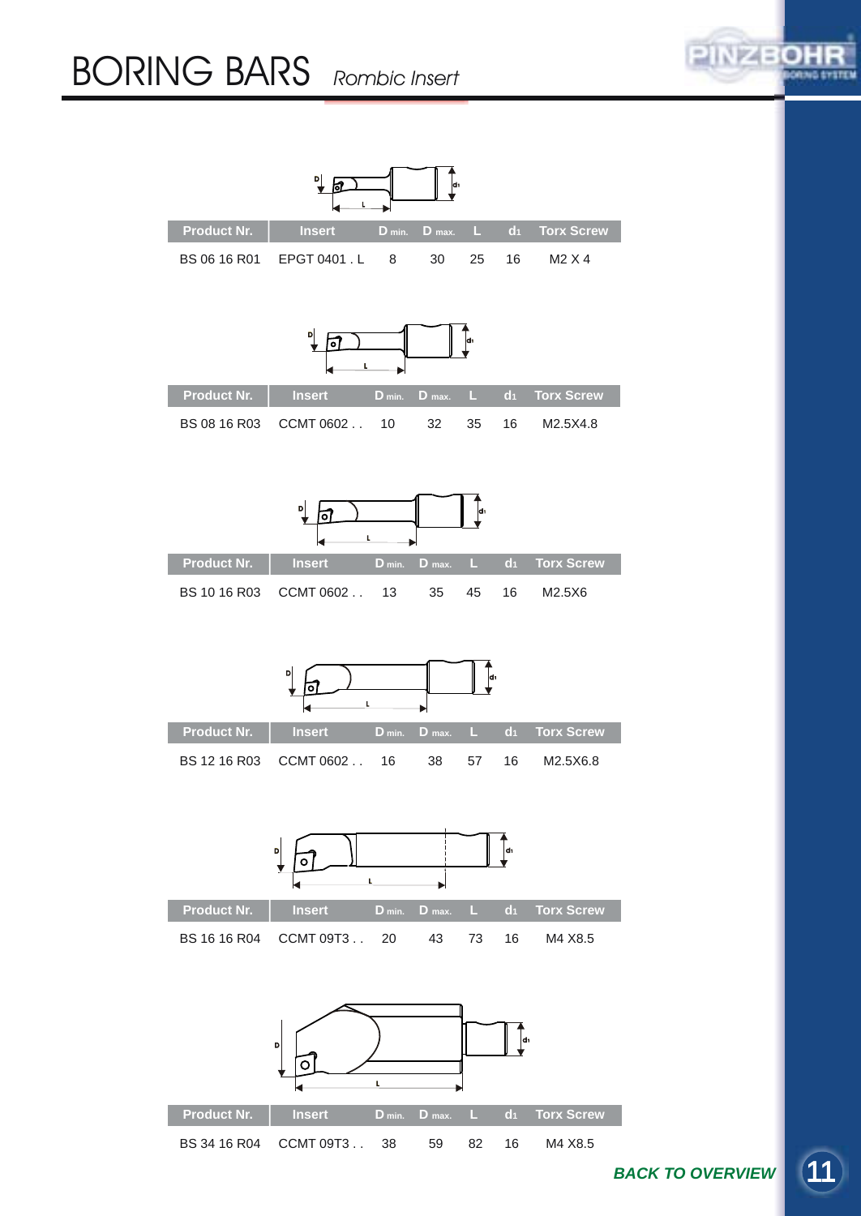# BORING BARS *Rombic Insert*

| Product Nr. | Insert | D min. | D max. | L | $d_1$ | Torx Screw |
|---|---|---|---|---|---|---|
| BS 06 16 R01 | EPGT 0401 . L | 8 | 30 | 25 | 16 | M2 X 4 |

| Product Nr. | Insert | D min. | D max. | L | $d_1$ | Torx Screw |
|---|---|---|---|---|---|---|
| BS 08 16 R03 | CCMT 0602 . . | 10 | 32 | 35 | 16 | M2.5X4.8 |

| Product Nr. | Insert | D min. | D max. | L | $d_1$ | Torx Screw |
|---|---|---|---|---|---|---|
| BS 10 16 R03 | CCMT 0602 . . | 13 | 35 | 45 | 16 | M2.5X6 |

| Product Nr. | Insert | D min. | D max. | L | $d_1$ | Torx Screw |
|---|---|---|---|---|---|---|
| BS 12 16 R03 | CCMT 0602 . . | 16 | 38 | 57 | 16 | M2.5X6.8 |

| Product Nr. | Insert | D min. | D max. | L | $d_1$ | Torx Screw |
|---|---|---|---|---|---|---|
| BS 16 16 R04 | CCMT 09T3 . . | 20 | 43 | 73 | 16 | M4 X8.5 |

| Product Nr. | Insert | D min. | D max. | L | $d_1$ | Torx Screw |
|---|---|---|---|---|---|---|
| BS 34 16 R04 | CCMT 09T3 . . | 38 | 59 | 82 | 16 | M4 X8.5 |

***BACK TO OVERVIEW***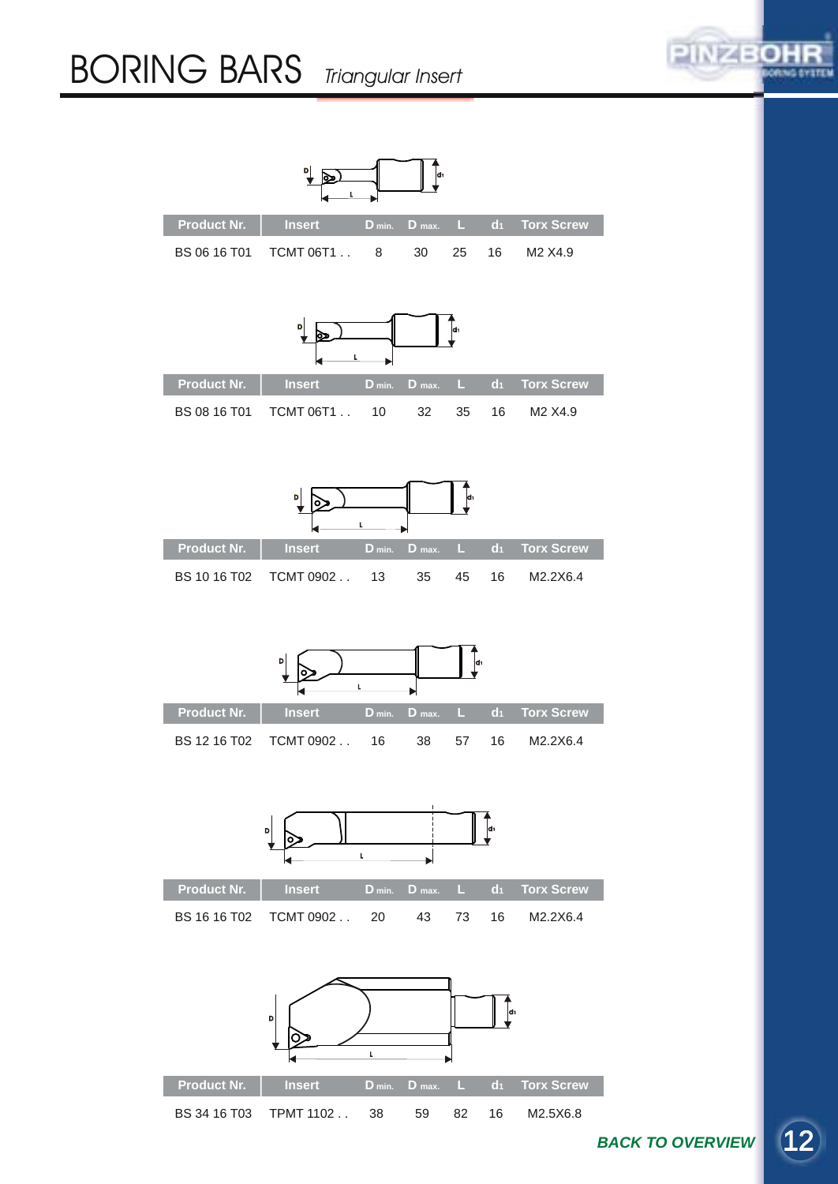# BORING BARS *Triangular Insert*

| Product Nr. | Insert | D min. | D max. | L | $d_1$ | Torx Screw |
|---|---|---|---|---|---|---|
| BS 06 16 T01 | TCMT 06T1 . . | 8 | 30 | 25 | 16 | M2 X4.9 |

| Product Nr. | Insert | D min. | D max. | L | $d_1$ | Torx Screw |
|---|---|---|---|---|---|---|
| BS 08 16 T01 | TCMT 06T1 . . | 10 | 32 | 35 | 16 | M2 X4.9 |

| Product Nr. | Insert | D min. | D max. | L | $d_1$ | Torx Screw |
|---|---|---|---|---|---|---|
| BS 10 16 T02 | TCMT 0902 . . | 13 | 35 | 45 | 16 | M2.2X6.4 |

| Product Nr. | Insert | D min. | D max. | L | $d_1$ | Torx Screw |
|---|---|---|---|---|---|---|
| BS 12 16 T02 | TCMT 0902 . . | 16 | 38 | 57 | 16 | M2.2X6.4 |

| Product Nr. | Insert | D min. | D max. | L | $d_1$ | Torx Screw |
|---|---|---|---|---|---|---|
| BS 16 16 T02 | TCMT 0902 . . | 20 | 43 | 73 | 16 | M2.2X6.4 |

| Product Nr. | Insert | D min. | D max. | L | $d_1$ | Torx Screw |
|---|---|---|---|---|---|---|
| BS 34 16 T03 | TPMT 1102 . . | 38 | 59 | 82 | 16 | M2.5X6.8 |

***BACK TO OVERVIEW***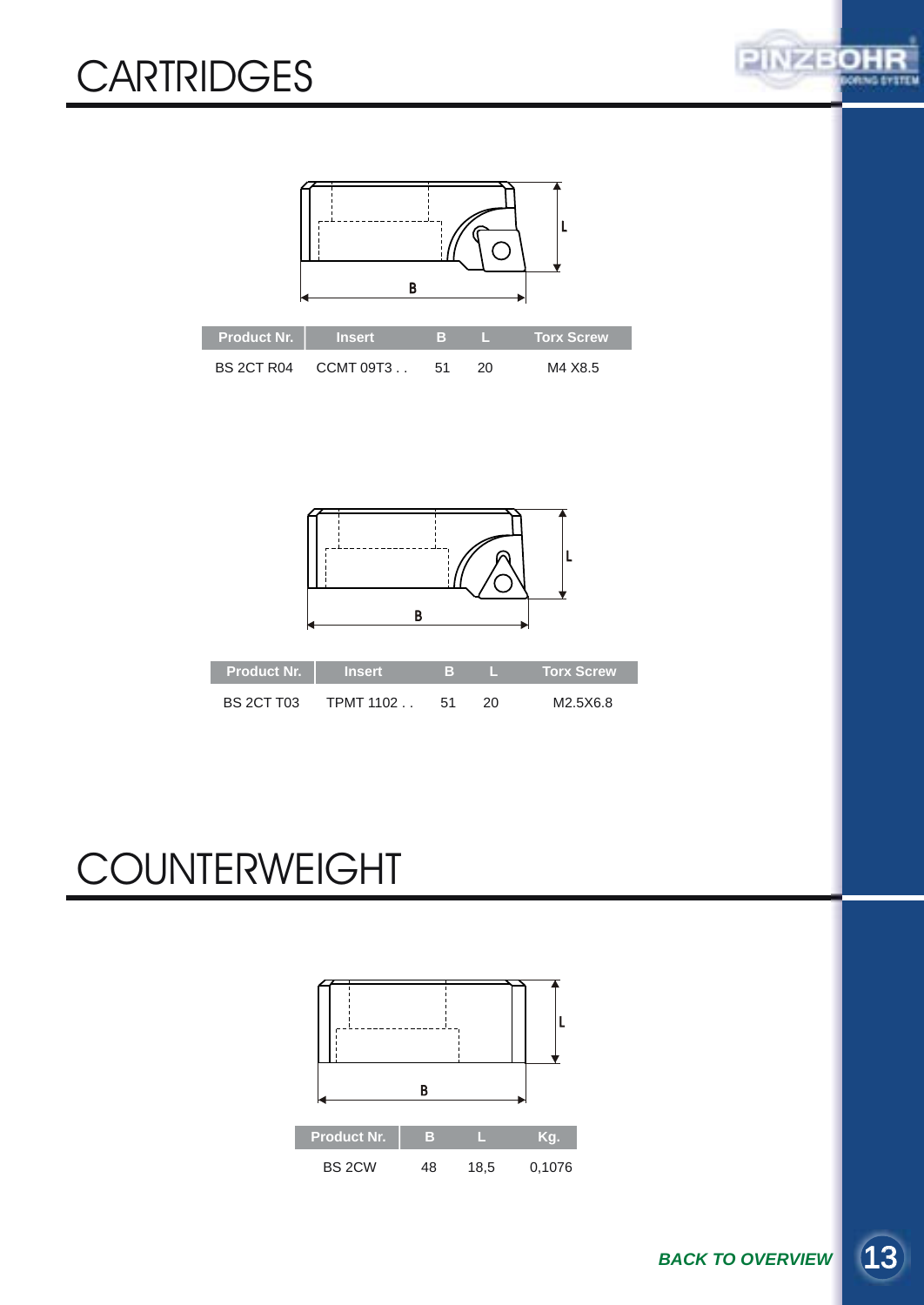# CARTRIDGES

| Product Nr. | Insert | B | L | Torx Screw |
|---|---|---|---|---|
| BS 2CT R04 | CCMT 09T3 . . | 51 | 20 | M4 X8.5 |

| Product Nr. | Insert | B | L | Torx Screw |
|---|---|---|---|---|
| BS 2CT T03 | TPMT 1102 . . | 51 | 20 | M2.5X6.8 |

# COUNTERWEIGHT

| Product Nr. | B | L | Kg. |
|---|---|---|---|
| BS 2CW | 48 | 18,5 | 0,1076 |

***BACK TO OVERVIEW***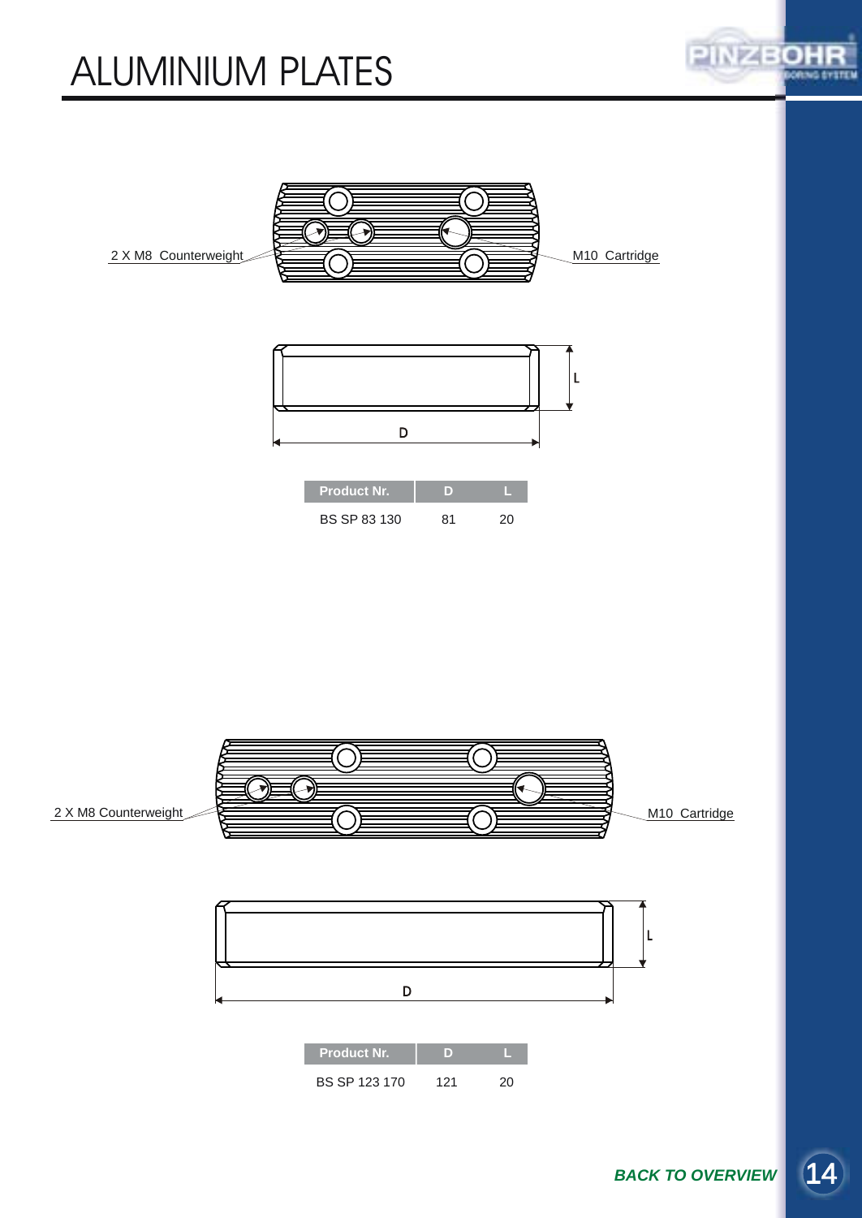# ALUMINIUM PLATES

2 X M8 Counterweight

M10 Cartridge

L

D

| Product Nr. | D | L |
|---|---|---|
| BS SP 83 130 | 81 | 20 |

2 X M8 Counterweight

M10 Cartridge

L

D

| Product Nr. | D | L |
|---|---|---|
| BS SP 123 170 | 121 | 20 |

***BACK TO OVERVIEW***